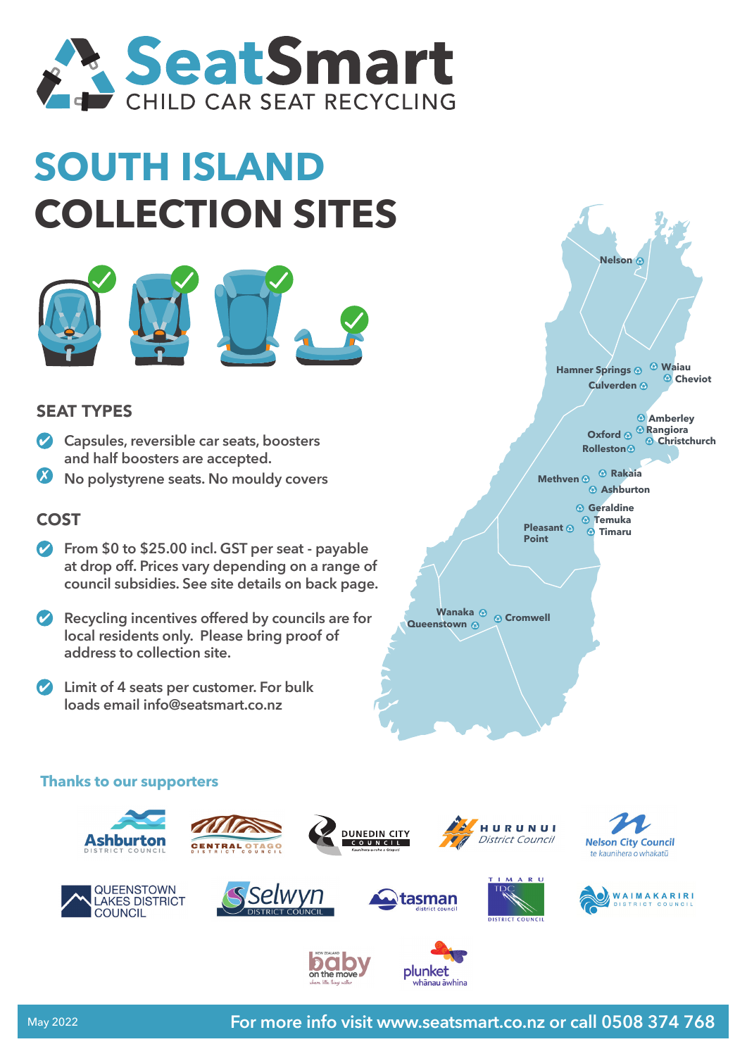# SeatSmart

CHILD CAR SEAT RECYCLING

# SOUTH ISLAND COLLECTION SITES

## SEAT TYPES

- Capsules, reversible car seats, boosters and half boosters are accepted.
- No polystyrene seats. No mouldy covers

## COST

- From $0 to $25.00 incl. GST per seat - payable at drop off. Prices vary depending on a range of council subsidies. See site details on back page.
- Recycling incentives offered by councils are for local residents only. Please bring proof of address to collection site.
- Limit of 4 seats per customer. For bulk loads email info@seatsmart.co.nz

Nelson

Hamner Springs

Waiau

Cheviot

Culverden

Amberley

Rangiora

Oxford

Christchurch

Rolleston

Methven

Rakaia

Ashburton

Geraldine

Temuka

Pleasant Point

Timaru

Wanaka

Queenstown

Cromwell

**Thanks to our supporters**

Ashburton District Council · Central Otago District Council · Dunedin City Council · Hurunui District Council · Nelson City Council te kaunihera o whakatū · Queenstown Lakes District Council · Selwyn District Council · tasman district council · Timaru District Council · Waimakariri District Council · baby on the move · plunket whānau āwhina

May 2022

**For more info visit www.seatsmart.co.nz or call 0508 374 768**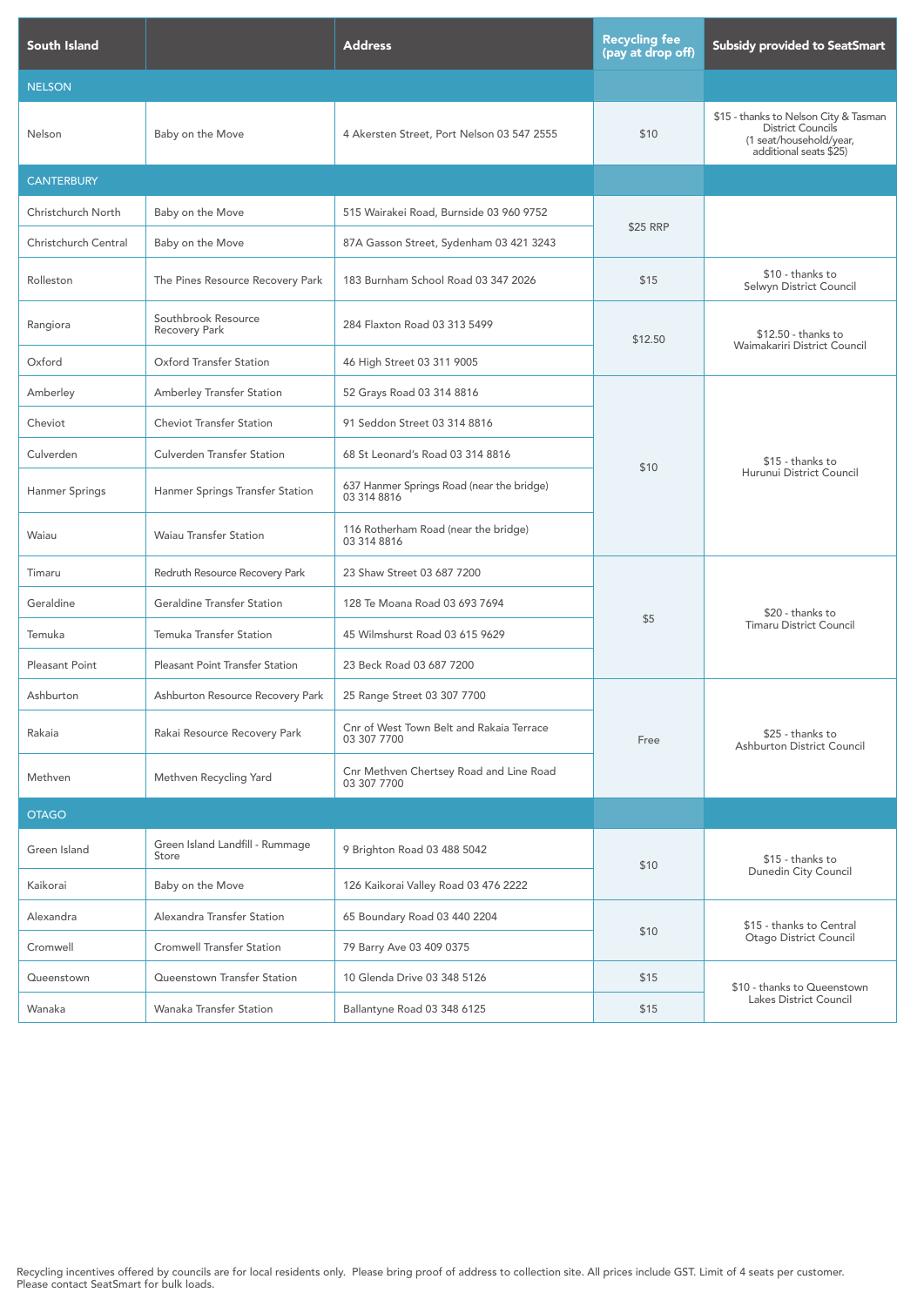| South Island | | Address | Recycling fee (pay at drop off) | Subsidy provided to SeatSmart |
|---|---|---|---|---|
| NELSON | | | | |
| Nelson | Baby on the Move | 4 Akersten Street, Port Nelson 03 547 2555 | $10 | $15 - thanks to Nelson City & Tasman District Councils (1 seat/household/year, additional seats $25) |
| CANTERBURY | | | | |
| Christchurch North | Baby on the Move | 515 Wairakei Road, Burnside 03 960 9752 | $25 RRP | |
| Christchurch Central | Baby on the Move | 87A Gasson Street, Sydenham 03 421 3243 | $25 RRP | |
| Rolleston | The Pines Resource Recovery Park | 183 Burnham School Road 03 347 2026 | $15 | $10 - thanks to Selwyn District Council |
| Rangiora | Southbrook Resource Recovery Park | 284 Flaxton Road 03 313 5499 | $12.50 | $12.50 - thanks to Waimakariri District Council |
| Oxford | Oxford Transfer Station | 46 High Street 03 311 9005 | $12.50 | $12.50 - thanks to Waimakariri District Council |
| Amberley | Amberley Transfer Station | 52 Grays Road 03 314 8816 | $10 | $15 - thanks to Hurunui District Council |
| Cheviot | Cheviot Transfer Station | 91 Seddon Street 03 314 8816 | $10 | $15 - thanks to Hurunui District Council |
| Culverden | Culverden Transfer Station | 68 St Leonard's Road 03 314 8816 | $10 | $15 - thanks to Hurunui District Council |
| Hanmer Springs | Hanmer Springs Transfer Station | 637 Hanmer Springs Road (near the bridge) 03 314 8816 | $10 | $15 - thanks to Hurunui District Council |
| Waiau | Waiau Transfer Station | 116 Rotherham Road (near the bridge) 03 314 8816 | $10 | $15 - thanks to Hurunui District Council |
| Timaru | Redruth Resource Recovery Park | 23 Shaw Street 03 687 7200 | $5 | $20 - thanks to Timaru District Council |
| Geraldine | Geraldine Transfer Station | 128 Te Moana Road 03 693 7694 | $5 | $20 - thanks to Timaru District Council |
| Temuka | Temuka Transfer Station | 45 Wilmshurst Road 03 615 9629 | $5 | $20 - thanks to Timaru District Council |
| Pleasant Point | Pleasant Point Transfer Station | 23 Beck Road 03 687 7200 | $5 | $20 - thanks to Timaru District Council |
| Ashburton | Ashburton Resource Recovery Park | 25 Range Street 03 307 7700 | Free | $25 - thanks to Ashburton District Council |
| Rakaia | Rakai Resource Recovery Park | Cnr of West Town Belt and Rakaia Terrace 03 307 7700 | Free | $25 - thanks to Ashburton District Council |
| Methven | Methven Recycling Yard | Cnr Methven Chertsey Road and Line Road 03 307 7700 | Free | $25 - thanks to Ashburton District Council |
| OTAGO | | | | |
| Green Island | Green Island Landfill - Rummage Store | 9 Brighton Road 03 488 5042 | $10 | $15 - thanks to Dunedin City Council |
| Kaikorai | Baby on the Move | 126 Kaikorai Valley Road 03 476 2222 | $10 | $15 - thanks to Dunedin City Council |
| Alexandra | Alexandra Transfer Station | 65 Boundary Road 03 440 2204 | $10 | $15 - thanks to Central Otago District Council |
| Cromwell | Cromwell Transfer Station | 79 Barry Ave 03 409 0375 | $10 | $15 - thanks to Central Otago District Council |
| Queenstown | Queenstown Transfer Station | 10 Glenda Drive 03 348 5126 | $15 | $10 - thanks to Queenstown Lakes District Council |
| Wanaka | Wanaka Transfer Station | Ballantyne Road 03 348 6125 | $15 | $10 - thanks to Queenstown Lakes District Council |

Recycling incentives offered by councils are for local residents only. Please bring proof of address to collection site. All prices include GST. Limit of 4 seats per customer. Please contact SeatSmart for bulk loads.